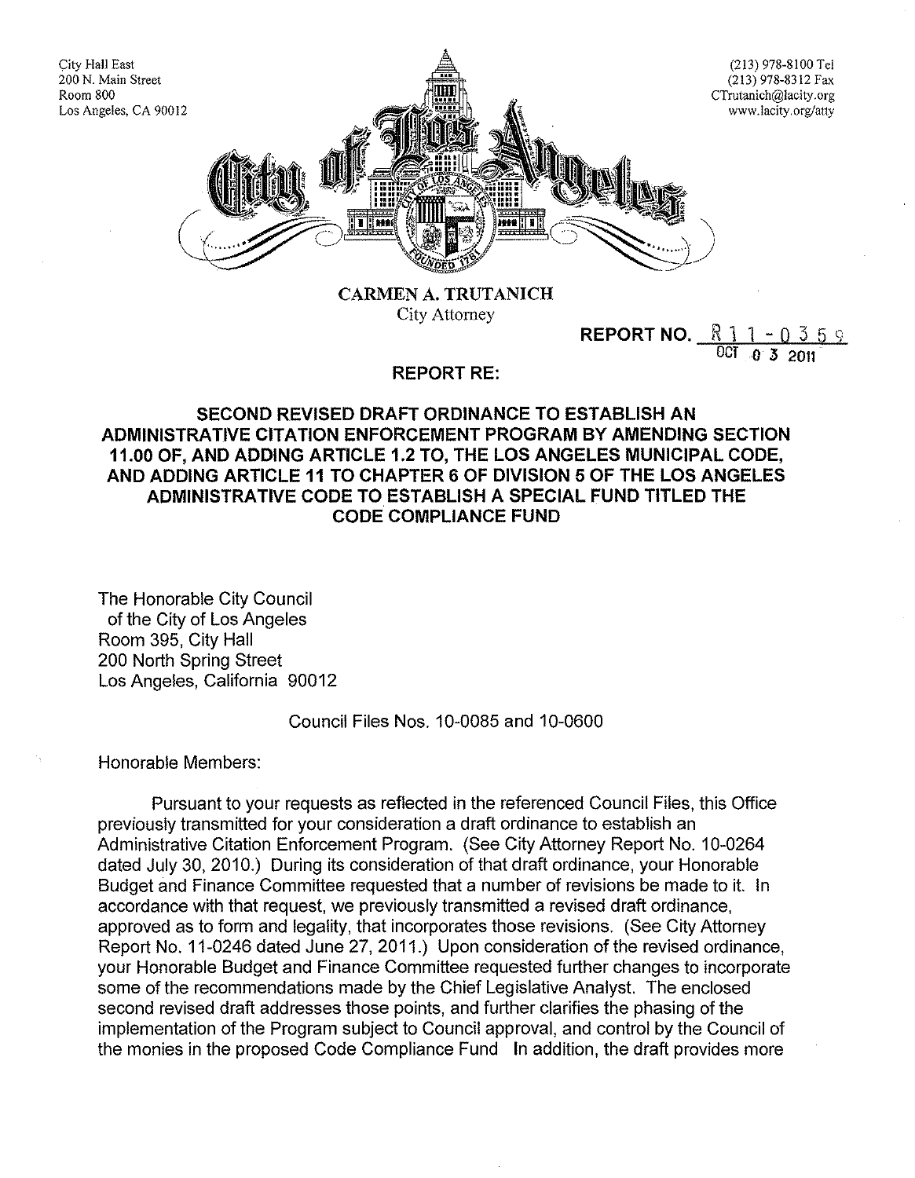City Hall East
200 N. Main Street
Room 800
Los Angeles, CA 90012

(213) 978-8100 Tel
(213) 978-8312 Fax
CTrutanich@lacity.org
www.lacity.org/atty

**CARMEN A. TRUTANICH**
City Attorney

**REPORT NO.** R 1 1 - 0 3 5 9
OCT 0 3 2011

**REPORT RE:**

## SECOND REVISED DRAFT ORDINANCE TO ESTABLISH AN ADMINISTRATIVE CITATION ENFORCEMENT PROGRAM BY AMENDING SECTION 11.00 OF, AND ADDING ARTICLE 1.2 TO, THE LOS ANGELES MUNICIPAL CODE, AND ADDING ARTICLE 11 TO CHAPTER 6 OF DIVISION 5 OF THE LOS ANGELES ADMINISTRATIVE CODE TO ESTABLISH A SPECIAL FUND TITLED THE CODE COMPLIANCE FUND

The Honorable City Council
of the City of Los Angeles
Room 395, City Hall
200 North Spring Street
Los Angeles, California 90012

Council Files Nos. 10-0085 and 10-0600

Honorable Members:

Pursuant to your requests as reflected in the referenced Council Files, this Office previously transmitted for your consideration a draft ordinance to establish an Administrative Citation Enforcement Program. (See City Attorney Report No. 10-0264 dated July 30, 2010.) During its consideration of that draft ordinance, your Honorable Budget and Finance Committee requested that a number of revisions be made to it. In accordance with that request, we previously transmitted a revised draft ordinance, approved as to form and legality, that incorporates those revisions. (See City Attorney Report No. 11-0246 dated June 27, 2011.) Upon consideration of the revised ordinance, your Honorable Budget and Finance Committee requested further changes to incorporate some of the recommendations made by the Chief Legislative Analyst. The enclosed second revised draft addresses those points, and further clarifies the phasing of the implementation of the Program subject to Council approval, and control by the Council of the monies in the proposed Code Compliance Fund In addition, the draft provides more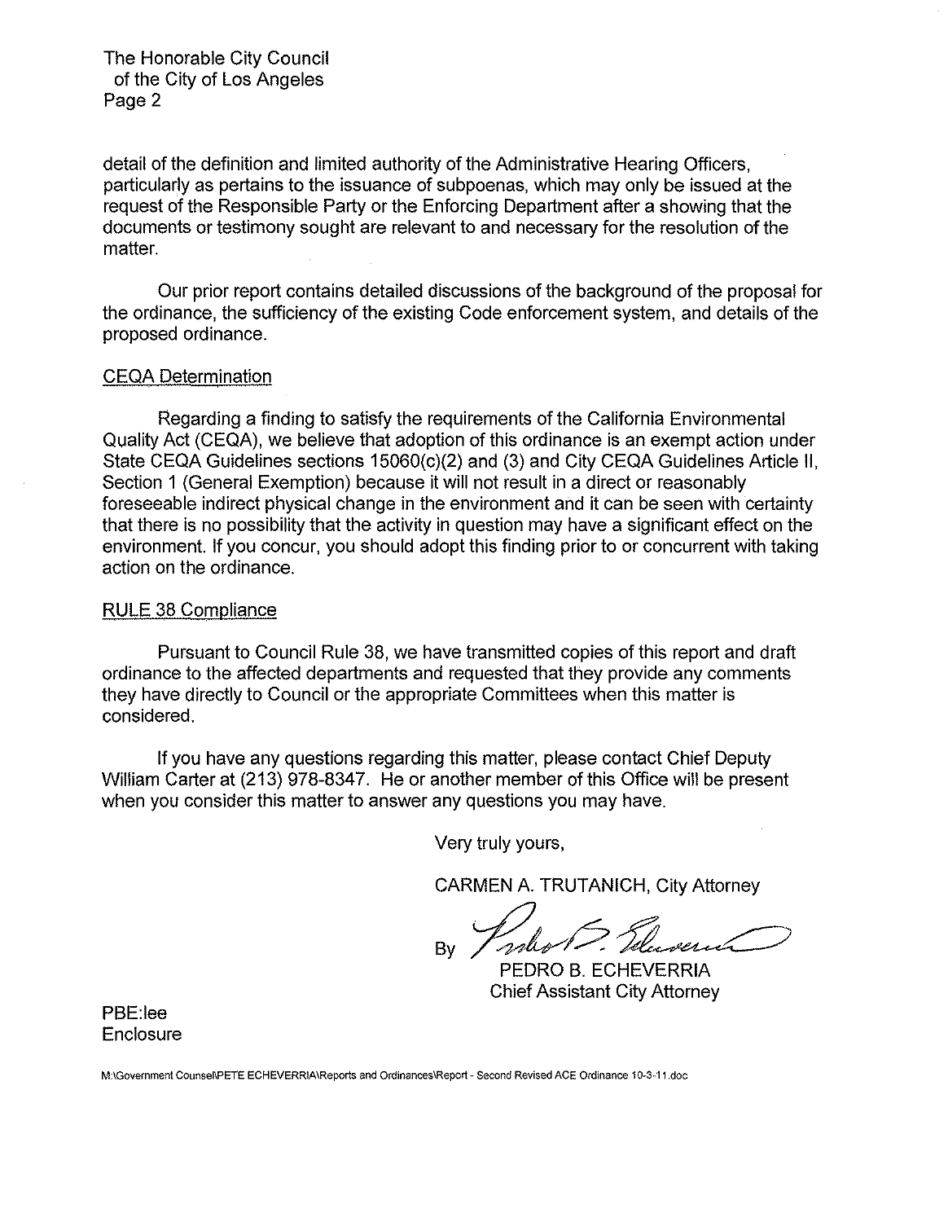detail of the definition and limited authority of the Administrative Hearing Officers, particularly as pertains to the issuance of subpoenas, which may only be issued at the request of the Responsible Party or the Enforcing Department after a showing that the documents or testimony sought are relevant to and necessary for the resolution of the matter.

Our prior report contains detailed discussions of the background of the proposal for the ordinance, the sufficiency of the existing Code enforcement system, and details of the proposed ordinance.

## CEQA Determination

Regarding a finding to satisfy the requirements of the California Environmental Quality Act (CEQA), we believe that adoption of this ordinance is an exempt action under State CEQA Guidelines sections 15060(c)(2) and (3) and City CEQA Guidelines Article II, Section 1 (General Exemption) because it will not result in a direct or reasonably foreseeable indirect physical change in the environment and it can be seen with certainty that there is no possibility that the activity in question may have a significant effect on the environment. If you concur, you should adopt this finding prior to or concurrent with taking action on the ordinance.

## RULE 38 Compliance

Pursuant to Council Rule 38, we have transmitted copies of this report and draft ordinance to the affected departments and requested that they provide any comments they have directly to Council or the appropriate Committees when this matter is considered.

If you have any questions regarding this matter, please contact Chief Deputy William Carter at (213) 978-8347. He or another member of this Office will be present when you consider this matter to answer any questions you may have.

Very truly yours,

CARMEN A. TRUTANICH, City Attorney

By

PEDRO B. ECHEVERRIA
Chief Assistant City Attorney

PBE:lee
Enclosure

M:\Government Counsel\PETE ECHEVERRIA\Reports and Ordinances\Report - Second Revised ACE Ordinance 10-3-11.doc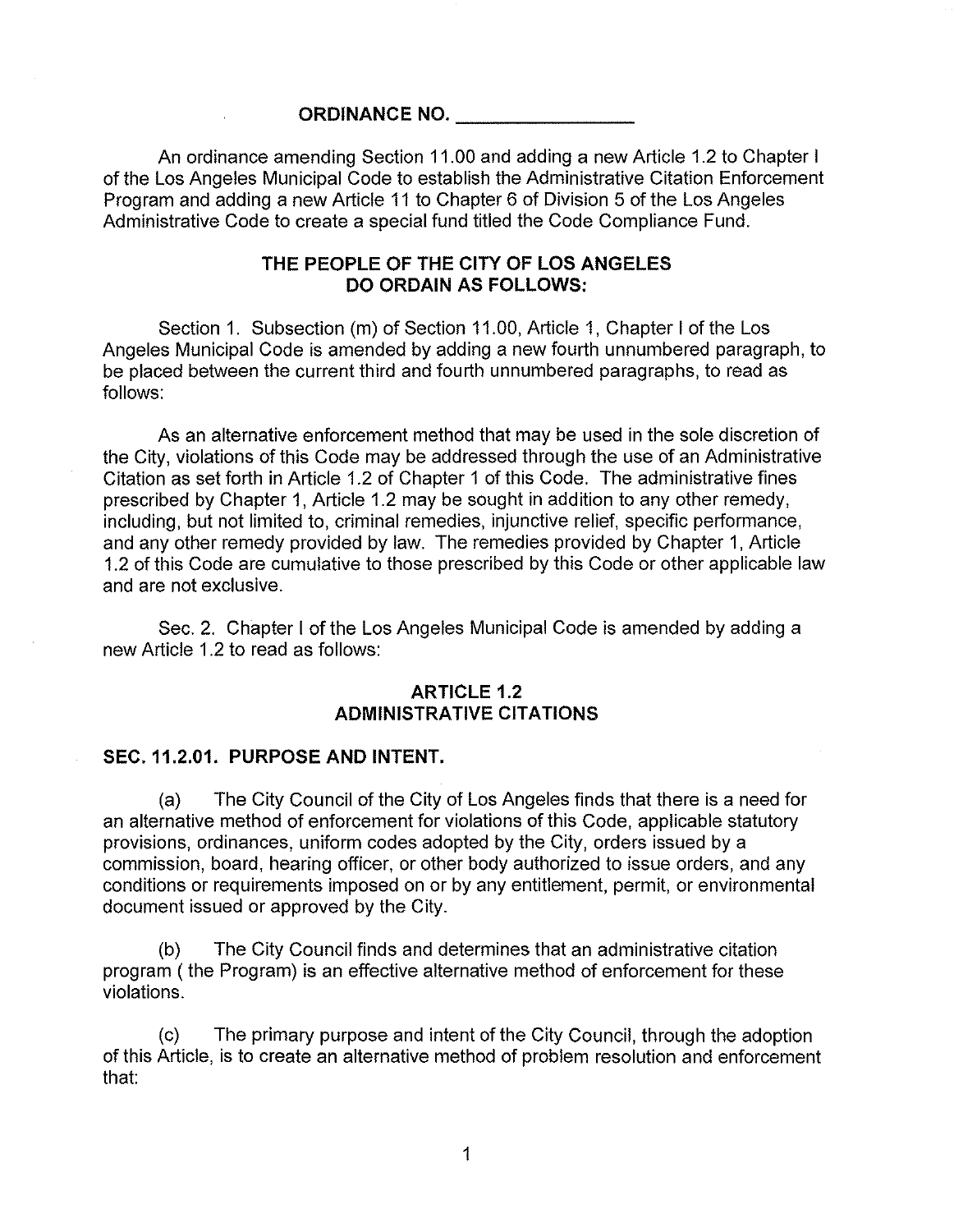## ORDINANCE NO. _______________

An ordinance amending Section 11.00 and adding a new Article 1.2 to Chapter I of the Los Angeles Municipal Code to establish the Administrative Citation Enforcement Program and adding a new Article 11 to Chapter 6 of Division 5 of the Los Angeles Administrative Code to create a special fund titled the Code Compliance Fund.

### THE PEOPLE OF THE CITY OF LOS ANGELES DO ORDAIN AS FOLLOWS:

Section 1. Subsection (m) of Section 11.00, Article 1, Chapter I of the Los Angeles Municipal Code is amended by adding a new fourth unnumbered paragraph, to be placed between the current third and fourth unnumbered paragraphs, to read as follows:

As an alternative enforcement method that may be used in the sole discretion of the City, violations of this Code may be addressed through the use of an Administrative Citation as set forth in Article 1.2 of Chapter 1 of this Code. The administrative fines prescribed by Chapter 1, Article 1.2 may be sought in addition to any other remedy, including, but not limited to, criminal remedies, injunctive relief, specific performance, and any other remedy provided by law. The remedies provided by Chapter 1, Article 1.2 of this Code are cumulative to those prescribed by this Code or other applicable law and are not exclusive.

Sec. 2. Chapter I of the Los Angeles Municipal Code is amended by adding a new Article 1.2 to read as follows:

### ARTICLE 1.2
### ADMINISTRATIVE CITATIONS

**SEC. 11.2.01. PURPOSE AND INTENT.**

(a) The City Council of the City of Los Angeles finds that there is a need for an alternative method of enforcement for violations of this Code, applicable statutory provisions, ordinances, uniform codes adopted by the City, orders issued by a commission, board, hearing officer, or other body authorized to issue orders, and any conditions or requirements imposed on or by any entitlement, permit, or environmental document issued or approved by the City.

(b) The City Council finds and determines that an administrative citation program ( the Program) is an effective alternative method of enforcement for these violations.

(c) The primary purpose and intent of the City Council, through the adoption of this Article, is to create an alternative method of problem resolution and enforcement that: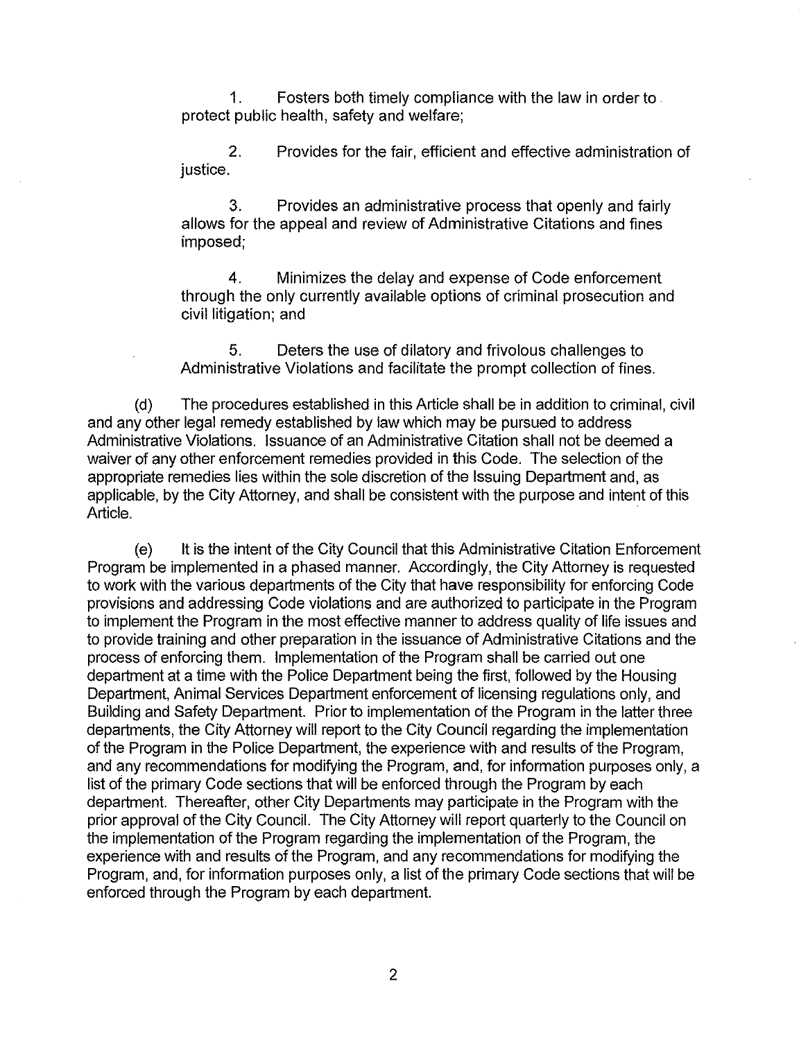1. Fosters both timely compliance with the law in order to protect public health, safety and welfare;

2. Provides for the fair, efficient and effective administration of justice.

3. Provides an administrative process that openly and fairly allows for the appeal and review of Administrative Citations and fines imposed;

4. Minimizes the delay and expense of Code enforcement through the only currently available options of criminal prosecution and civil litigation; and

5. Deters the use of dilatory and frivolous challenges to Administrative Violations and facilitate the prompt collection of fines.

(d) The procedures established in this Article shall be in addition to criminal, civil and any other legal remedy established by law which may be pursued to address Administrative Violations. Issuance of an Administrative Citation shall not be deemed a waiver of any other enforcement remedies provided in this Code. The selection of the appropriate remedies lies within the sole discretion of the Issuing Department and, as applicable, by the City Attorney, and shall be consistent with the purpose and intent of this Article.

(e) It is the intent of the City Council that this Administrative Citation Enforcement Program be implemented in a phased manner. Accordingly, the City Attorney is requested to work with the various departments of the City that have responsibility for enforcing Code provisions and addressing Code violations and are authorized to participate in the Program to implement the Program in the most effective manner to address quality of life issues and to provide training and other preparation in the issuance of Administrative Citations and the process of enforcing them. Implementation of the Program shall be carried out one department at a time with the Police Department being the first, followed by the Housing Department, Animal Services Department enforcement of licensing regulations only, and Building and Safety Department. Prior to implementation of the Program in the latter three departments, the City Attorney will report to the City Council regarding the implementation of the Program in the Police Department, the experience with and results of the Program, and any recommendations for modifying the Program, and, for information purposes only, a list of the primary Code sections that will be enforced through the Program by each department. Thereafter, other City Departments may participate in the Program with the prior approval of the City Council. The City Attorney will report quarterly to the Council on the implementation of the Program regarding the implementation of the Program, the experience with and results of the Program, and any recommendations for modifying the Program, and, for information purposes only, a list of the primary Code sections that will be enforced through the Program by each department.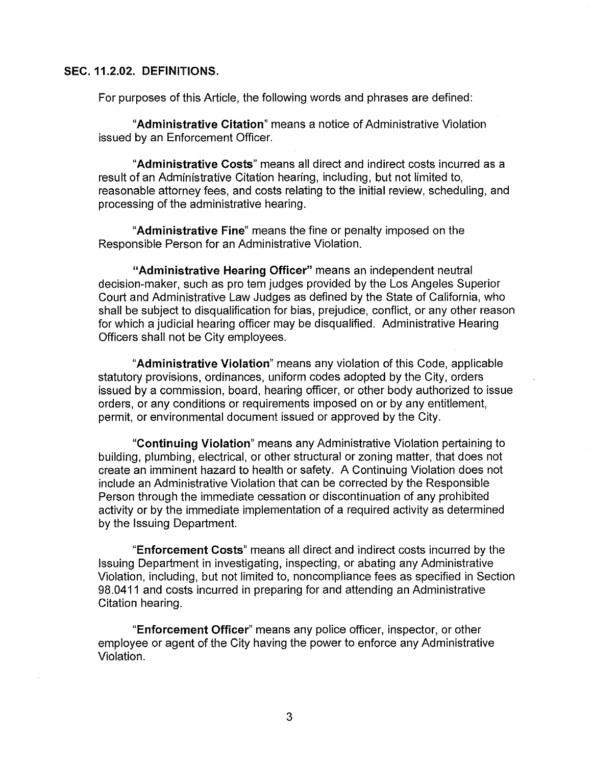## SEC. 11.2.02. DEFINITIONS.

For purposes of this Article, the following words and phrases are defined:

"**Administrative Citation**" means a notice of Administrative Violation issued by an Enforcement Officer.

"**Administrative Costs**" means all direct and indirect costs incurred as a result of an Administrative Citation hearing, including, but not limited to, reasonable attorney fees, and costs relating to the initial review, scheduling, and processing of the administrative hearing.

"**Administrative Fine**" means the fine or penalty imposed on the Responsible Person for an Administrative Violation.

"**Administrative Hearing Officer**" means an independent neutral decision-maker, such as pro tem judges provided by the Los Angeles Superior Court and Administrative Law Judges as defined by the State of California, who shall be subject to disqualification for bias, prejudice, conflict, or any other reason for which a judicial hearing officer may be disqualified. Administrative Hearing Officers shall not be City employees.

"**Administrative Violation**" means any violation of this Code, applicable statutory provisions, ordinances, uniform codes adopted by the City, orders issued by a commission, board, hearing officer, or other body authorized to issue orders, or any conditions or requirements imposed on or by any entitlement, permit, or environmental document issued or approved by the City.

"**Continuing Violation**" means any Administrative Violation pertaining to building, plumbing, electrical, or other structural or zoning matter, that does not create an imminent hazard to health or safety. A Continuing Violation does not include an Administrative Violation that can be corrected by the Responsible Person through the immediate cessation or discontinuation of any prohibited activity or by the immediate implementation of a required activity as determined by the Issuing Department.

"**Enforcement Costs**" means all direct and indirect costs incurred by the Issuing Department in investigating, inspecting, or abating any Administrative Violation, including, but not limited to, noncompliance fees as specified in Section 98.0411 and costs incurred in preparing for and attending an Administrative Citation hearing.

"**Enforcement Officer**" means any police officer, inspector, or other employee or agent of the City having the power to enforce any Administrative Violation.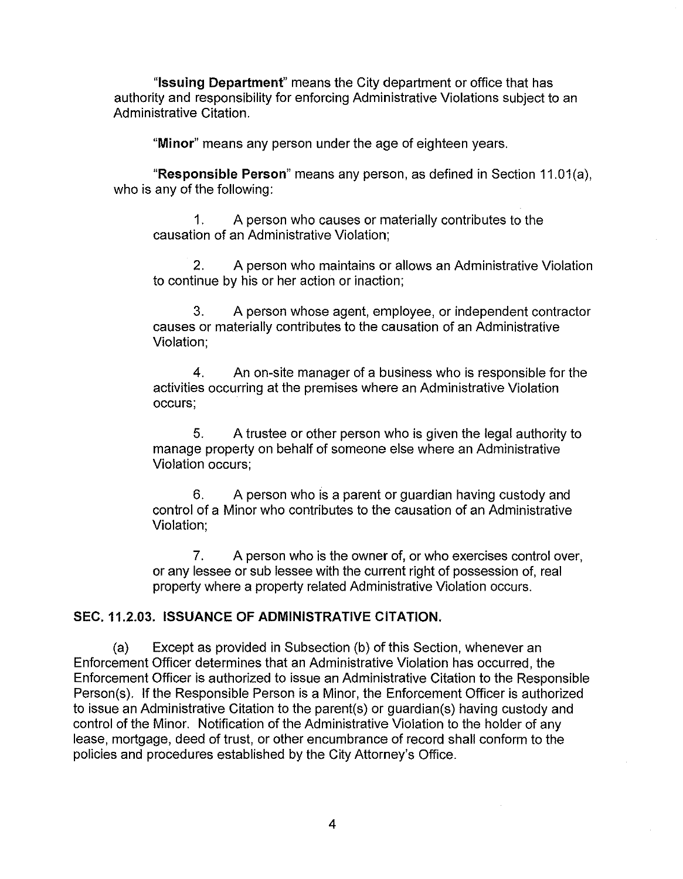"**Issuing Department**" means the City department or office that has authority and responsibility for enforcing Administrative Violations subject to an Administrative Citation.

"**Minor**" means any person under the age of eighteen years.

"**Responsible Person**" means any person, as defined in Section 11.01(a), who is any of the following:

1. A person who causes or materially contributes to the causation of an Administrative Violation;

2. A person who maintains or allows an Administrative Violation to continue by his or her action or inaction;

3. A person whose agent, employee, or independent contractor causes or materially contributes to the causation of an Administrative Violation;

4. An on-site manager of a business who is responsible for the activities occurring at the premises where an Administrative Violation occurs;

5. A trustee or other person who is given the legal authority to manage property on behalf of someone else where an Administrative Violation occurs;

6. A person who is a parent or guardian having custody and control of a Minor who contributes to the causation of an Administrative Violation;

7. A person who is the owner of, or who exercises control over, or any lessee or sub lessee with the current right of possession of, real property where a property related Administrative Violation occurs.

## SEC. 11.2.03. ISSUANCE OF ADMINISTRATIVE CITATION.

(a) Except as provided in Subsection (b) of this Section, whenever an Enforcement Officer determines that an Administrative Violation has occurred, the Enforcement Officer is authorized to issue an Administrative Citation to the Responsible Person(s). If the Responsible Person is a Minor, the Enforcement Officer is authorized to issue an Administrative Citation to the parent(s) or guardian(s) having custody and control of the Minor. Notification of the Administrative Violation to the holder of any lease, mortgage, deed of trust, or other encumbrance of record shall conform to the policies and procedures established by the City Attorney's Office.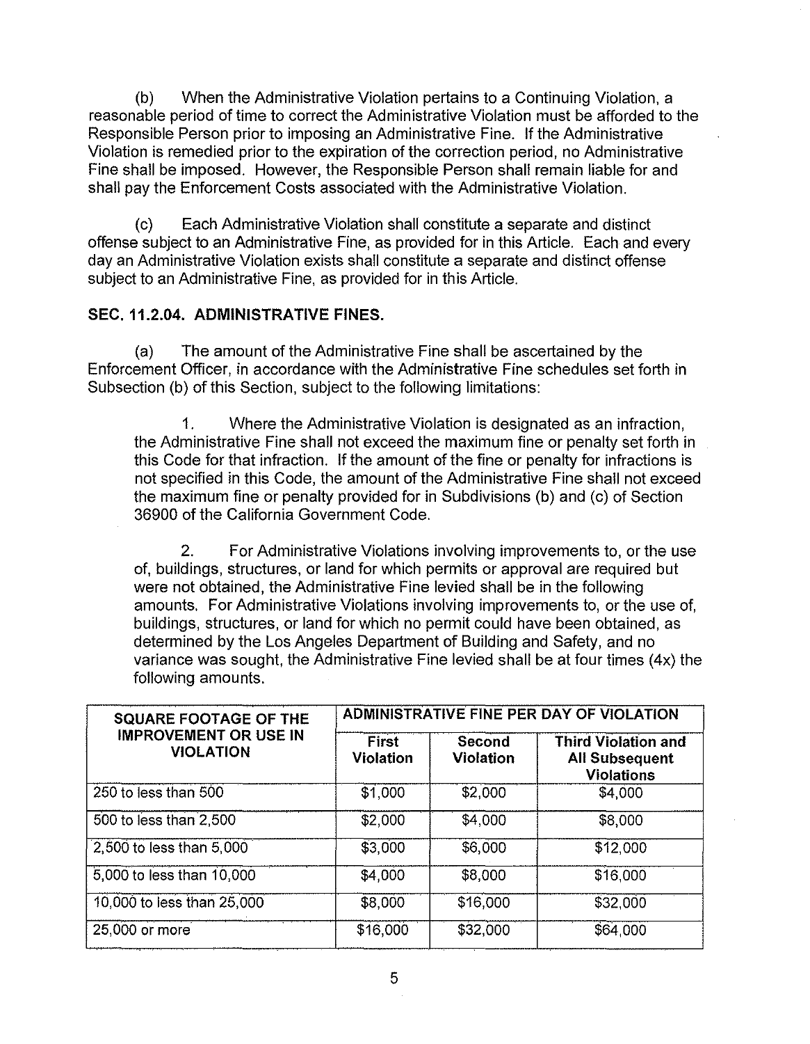(b) When the Administrative Violation pertains to a Continuing Violation, a reasonable period of time to correct the Administrative Violation must be afforded to the Responsible Person prior to imposing an Administrative Fine. If the Administrative Violation is remedied prior to the expiration of the correction period, no Administrative Fine shall be imposed. However, the Responsible Person shall remain liable for and shall pay the Enforcement Costs associated with the Administrative Violation.

(c) Each Administrative Violation shall constitute a separate and distinct offense subject to an Administrative Fine, as provided for in this Article. Each and every day an Administrative Violation exists shall constitute a separate and distinct offense subject to an Administrative Fine, as provided for in this Article.

### SEC. 11.2.04. ADMINISTRATIVE FINES.

(a) The amount of the Administrative Fine shall be ascertained by the Enforcement Officer, in accordance with the Administrative Fine schedules set forth in Subsection (b) of this Section, subject to the following limitations:

1. Where the Administrative Violation is designated as an infraction, the Administrative Fine shall not exceed the maximum fine or penalty set forth in this Code for that infraction. If the amount of the fine or penalty for infractions is not specified in this Code, the amount of the Administrative Fine shall not exceed the maximum fine or penalty provided for in Subdivisions (b) and (c) of Section 36900 of the California Government Code.

2. For Administrative Violations involving improvements to, or the use of, buildings, structures, or land for which permits or approval are required but were not obtained, the Administrative Fine levied shall be in the following amounts. For Administrative Violations involving improvements to, or the use of, buildings, structures, or land for which no permit could have been obtained, as determined by the Los Angeles Department of Building and Safety, and no variance was sought, the Administrative Fine levied shall be at four times (4x) the following amounts.

| SQUARE FOOTAGE OF THE IMPROVEMENT OR USE IN VIOLATION | ADMINISTRATIVE FINE PER DAY OF VIOLATION | | |
|---|---|---|---|
| | First Violation | Second Violation | Third Violation and All Subsequent Violations |
| 250 to less than 500 | $1,000 | $2,000 | $4,000 |
| 500 to less than 2,500 | $2,000 | $4,000 | $8,000 |
| 2,500 to less than 5,000 | $3,000 | $6,000 | $12,000 |
| 5,000 to less than 10,000 | $4,000 | $8,000 | $16,000 |
| 10,000 to less than 25,000 | $8,000 | $16,000 | $32,000 |
| 25,000 or more | $16,000 | $32,000 | $64,000 |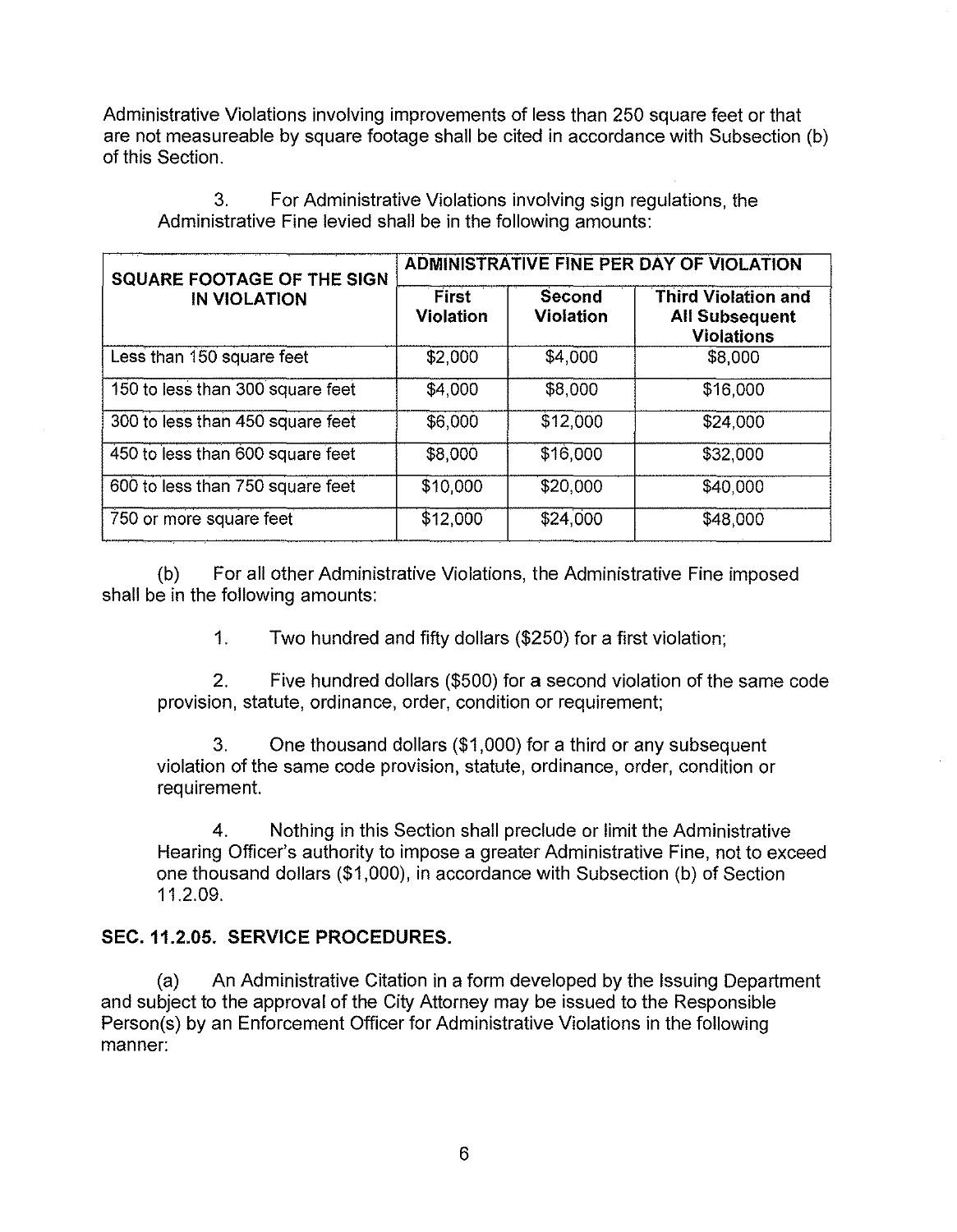Administrative Violations involving improvements of less than 250 square feet or that are not measureable by square footage shall be cited in accordance with Subsection (b) of this Section.

3. For Administrative Violations involving sign regulations, the Administrative Fine levied shall be in the following amounts:

| SQUARE FOOTAGE OF THE SIGN IN VIOLATION | ADMINISTRATIVE FINE PER DAY OF VIOLATION | | |
|---|---|---|---|
| | **First Violation** | **Second Violation** | **Third Violation and All Subsequent Violations** |
| Less than 150 square feet | $2,000 | $4,000 | $8,000 |
| 150 to less than 300 square feet | $4,000 | $8,000 | $16,000 |
| 300 to less than 450 square feet | $6,000 | $12,000 | $24,000 |
| 450 to less than 600 square feet | $8,000 | $16,000 | $32,000 |
| 600 to less than 750 square feet | $10,000 | $20,000 | $40,000 |
| 750 or more square feet | $12,000 | $24,000 | $48,000 |

(b) For all other Administrative Violations, the Administrative Fine imposed shall be in the following amounts:

1. Two hundred and fifty dollars ($250) for a first violation;

2. Five hundred dollars ($500) for a second violation of the same code provision, statute, ordinance, order, condition or requirement;

3. One thousand dollars ($1,000) for a third or any subsequent violation of the same code provision, statute, ordinance, order, condition or requirement.

4. Nothing in this Section shall preclude or limit the Administrative Hearing Officer's authority to impose a greater Administrative Fine, not to exceed one thousand dollars ($1,000), in accordance with Subsection (b) of Section 11.2.09.

## SEC. 11.2.05. SERVICE PROCEDURES.

(a) An Administrative Citation in a form developed by the Issuing Department and subject to the approval of the City Attorney may be issued to the Responsible Person(s) by an Enforcement Officer for Administrative Violations in the following manner: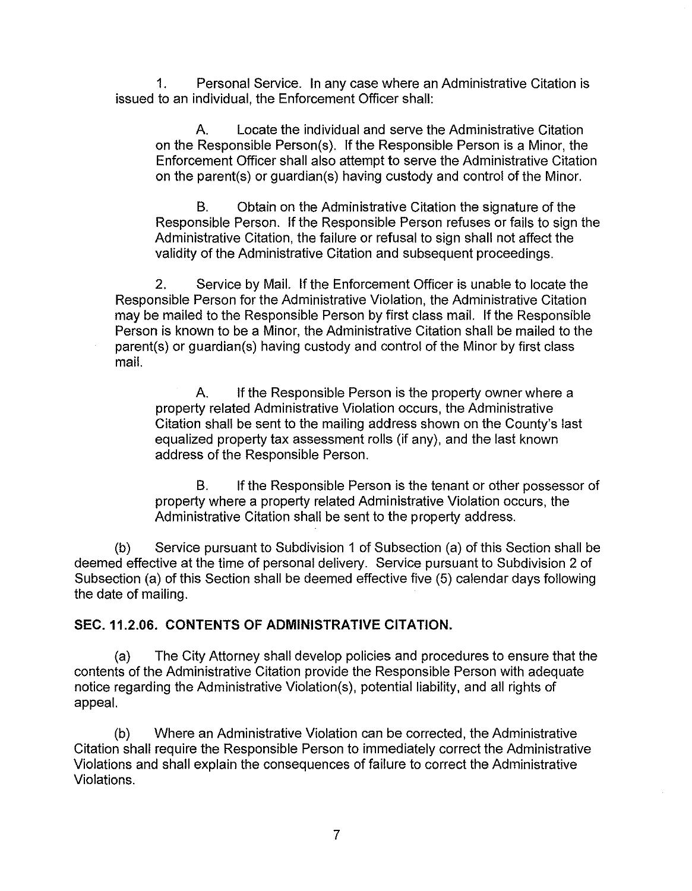1. Personal Service. In any case where an Administrative Citation is issued to an individual, the Enforcement Officer shall:

   A. Locate the individual and serve the Administrative Citation on the Responsible Person(s). If the Responsible Person is a Minor, the Enforcement Officer shall also attempt to serve the Administrative Citation on the parent(s) or guardian(s) having custody and control of the Minor.

   B. Obtain on the Administrative Citation the signature of the Responsible Person. If the Responsible Person refuses or fails to sign the Administrative Citation, the failure or refusal to sign shall not affect the validity of the Administrative Citation and subsequent proceedings.

2. Service by Mail. If the Enforcement Officer is unable to locate the Responsible Person for the Administrative Violation, the Administrative Citation may be mailed to the Responsible Person by first class mail. If the Responsible Person is known to be a Minor, the Administrative Citation shall be mailed to the parent(s) or guardian(s) having custody and control of the Minor by first class mail.

   A. If the Responsible Person is the property owner where a property related Administrative Violation occurs, the Administrative Citation shall be sent to the mailing address shown on the County's last equalized property tax assessment rolls (if any), and the last known address of the Responsible Person.

   B. If the Responsible Person is the tenant or other possessor of property where a property related Administrative Violation occurs, the Administrative Citation shall be sent to the property address.

(b) Service pursuant to Subdivision 1 of Subsection (a) of this Section shall be deemed effective at the time of personal delivery. Service pursuant to Subdivision 2 of Subsection (a) of this Section shall be deemed effective five (5) calendar days following the date of mailing.

## SEC. 11.2.06. CONTENTS OF ADMINISTRATIVE CITATION.

(a) The City Attorney shall develop policies and procedures to ensure that the contents of the Administrative Citation provide the Responsible Person with adequate notice regarding the Administrative Violation(s), potential liability, and all rights of appeal.

(b) Where an Administrative Violation can be corrected, the Administrative Citation shall require the Responsible Person to immediately correct the Administrative Violations and shall explain the consequences of failure to correct the Administrative Violations.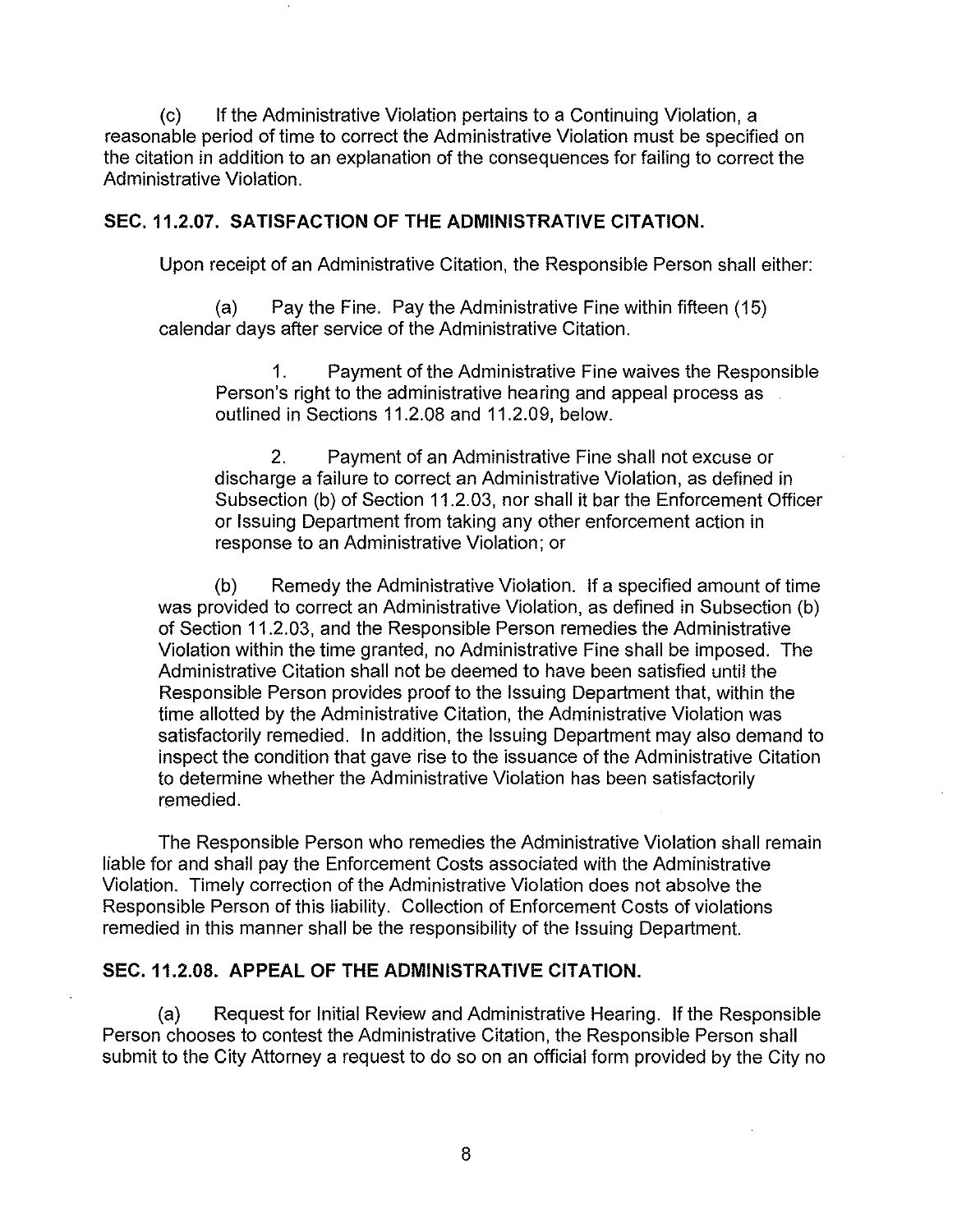(c) If the Administrative Violation pertains to a Continuing Violation, a reasonable period of time to correct the Administrative Violation must be specified on the citation in addition to an explanation of the consequences for failing to correct the Administrative Violation.

## SEC. 11.2.07. SATISFACTION OF THE ADMINISTRATIVE CITATION.

Upon receipt of an Administrative Citation, the Responsible Person shall either:

(a) Pay the Fine. Pay the Administrative Fine within fifteen (15) calendar days after service of the Administrative Citation.

> 1. Payment of the Administrative Fine waives the Responsible Person's right to the administrative hearing and appeal process as outlined in Sections 11.2.08 and 11.2.09, below.
>
> 2. Payment of an Administrative Fine shall not excuse or discharge a failure to correct an Administrative Violation, as defined in Subsection (b) of Section 11.2.03, nor shall it bar the Enforcement Officer or Issuing Department from taking any other enforcement action in response to an Administrative Violation; or

(b) Remedy the Administrative Violation. If a specified amount of time was provided to correct an Administrative Violation, as defined in Subsection (b) of Section 11.2.03, and the Responsible Person remedies the Administrative Violation within the time granted, no Administrative Fine shall be imposed. The Administrative Citation shall not be deemed to have been satisfied until the Responsible Person provides proof to the Issuing Department that, within the time allotted by the Administrative Citation, the Administrative Violation was satisfactorily remedied. In addition, the Issuing Department may also demand to inspect the condition that gave rise to the issuance of the Administrative Citation to determine whether the Administrative Violation has been satisfactorily remedied.

The Responsible Person who remedies the Administrative Violation shall remain liable for and shall pay the Enforcement Costs associated with the Administrative Violation. Timely correction of the Administrative Violation does not absolve the Responsible Person of this liability. Collection of Enforcement Costs of violations remedied in this manner shall be the responsibility of the Issuing Department.

## SEC. 11.2.08. APPEAL OF THE ADMINISTRATIVE CITATION.

(a) Request for Initial Review and Administrative Hearing. If the Responsible Person chooses to contest the Administrative Citation, the Responsible Person shall submit to the City Attorney a request to do so on an official form provided by the City no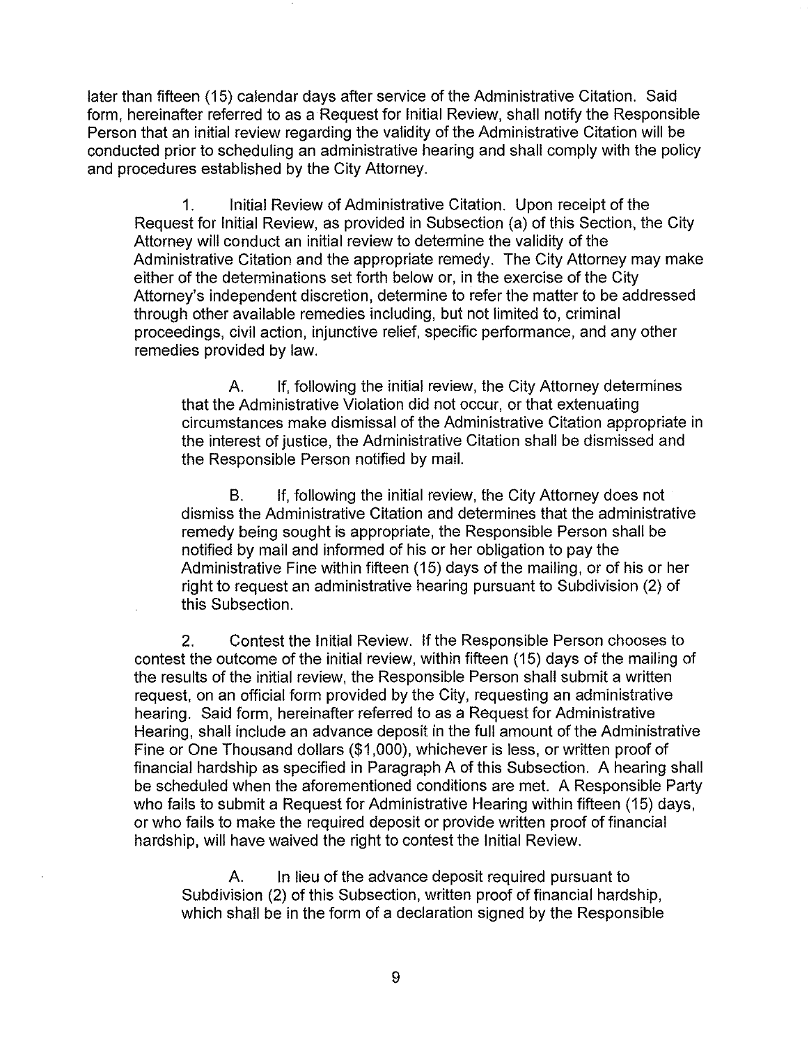later than fifteen (15) calendar days after service of the Administrative Citation. Said form, hereinafter referred to as a Request for Initial Review, shall notify the Responsible Person that an initial review regarding the validity of the Administrative Citation will be conducted prior to scheduling an administrative hearing and shall comply with the policy and procedures established by the City Attorney.

1. Initial Review of Administrative Citation. Upon receipt of the Request for Initial Review, as provided in Subsection (a) of this Section, the City Attorney will conduct an initial review to determine the validity of the Administrative Citation and the appropriate remedy. The City Attorney may make either of the determinations set forth below or, in the exercise of the City Attorney's independent discretion, determine to refer the matter to be addressed through other available remedies including, but not limited to, criminal proceedings, civil action, injunctive relief, specific performance, and any other remedies provided by law.

A. If, following the initial review, the City Attorney determines that the Administrative Violation did not occur, or that extenuating circumstances make dismissal of the Administrative Citation appropriate in the interest of justice, the Administrative Citation shall be dismissed and the Responsible Person notified by mail.

B. If, following the initial review, the City Attorney does not dismiss the Administrative Citation and determines that the administrative remedy being sought is appropriate, the Responsible Person shall be notified by mail and informed of his or her obligation to pay the Administrative Fine within fifteen (15) days of the mailing, or of his or her right to request an administrative hearing pursuant to Subdivision (2) of this Subsection.

2. Contest the Initial Review. If the Responsible Person chooses to contest the outcome of the initial review, within fifteen (15) days of the mailing of the results of the initial review, the Responsible Person shall submit a written request, on an official form provided by the City, requesting an administrative hearing. Said form, hereinafter referred to as a Request for Administrative Hearing, shall include an advance deposit in the full amount of the Administrative Fine or One Thousand dollars ($1,000), whichever is less, or written proof of financial hardship as specified in Paragraph A of this Subsection. A hearing shall be scheduled when the aforementioned conditions are met. A Responsible Party who fails to submit a Request for Administrative Hearing within fifteen (15) days, or who fails to make the required deposit or provide written proof of financial hardship, will have waived the right to contest the Initial Review.

A. In lieu of the advance deposit required pursuant to Subdivision (2) of this Subsection, written proof of financial hardship, which shall be in the form of a declaration signed by the Responsible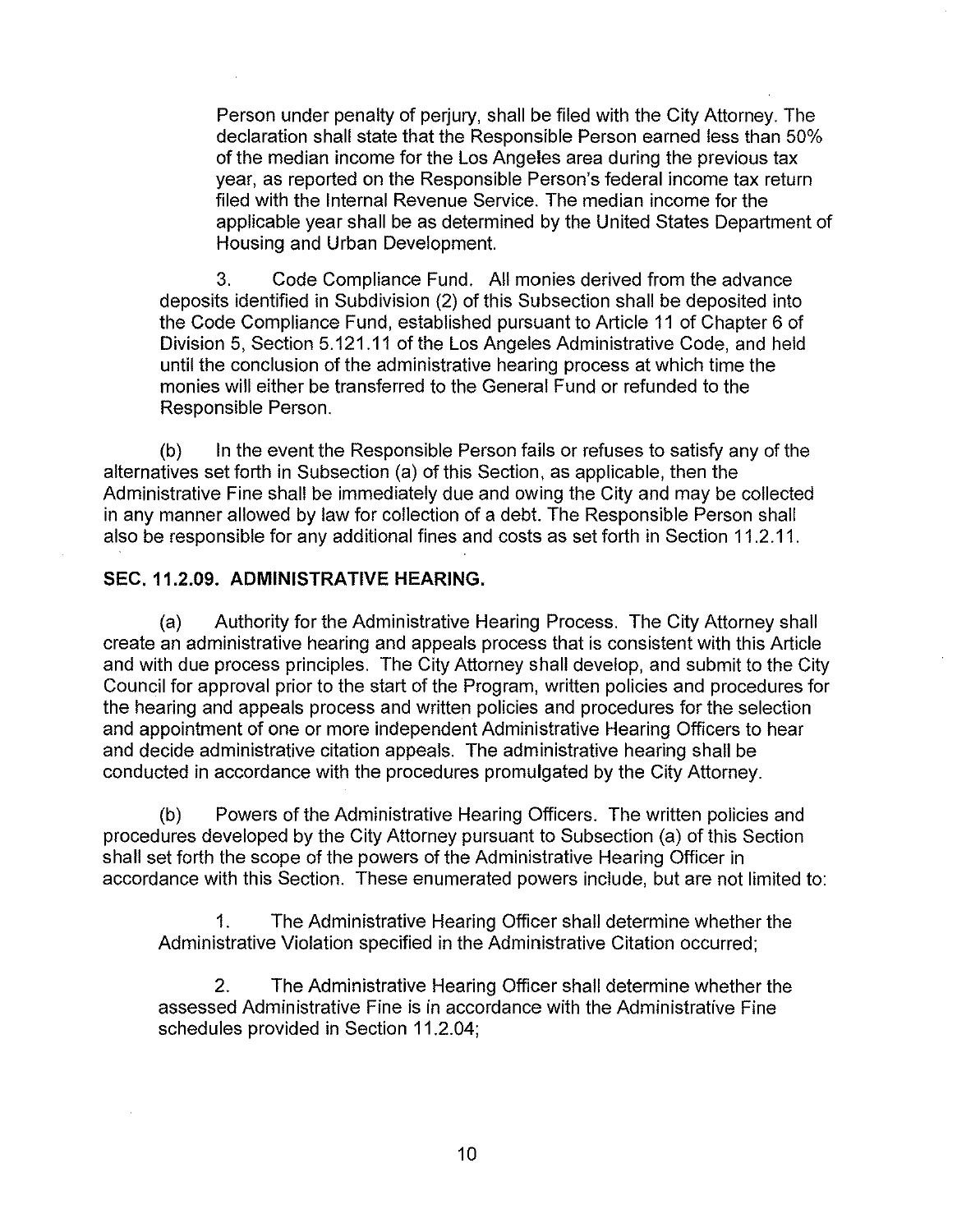Person under penalty of perjury, shall be filed with the City Attorney. The declaration shall state that the Responsible Person earned less than 50% of the median income for the Los Angeles area during the previous tax year, as reported on the Responsible Person's federal income tax return filed with the Internal Revenue Service. The median income for the applicable year shall be as determined by the United States Department of Housing and Urban Development.

3. Code Compliance Fund. All monies derived from the advance deposits identified in Subdivision (2) of this Subsection shall be deposited into the Code Compliance Fund, established pursuant to Article 11 of Chapter 6 of Division 5, Section 5.121.11 of the Los Angeles Administrative Code, and held until the conclusion of the administrative hearing process at which time the monies will either be transferred to the General Fund or refunded to the Responsible Person.

(b) In the event the Responsible Person fails or refuses to satisfy any of the alternatives set forth in Subsection (a) of this Section, as applicable, then the Administrative Fine shall be immediately due and owing the City and may be collected in any manner allowed by law for collection of a debt. The Responsible Person shall also be responsible for any additional fines and costs as set forth in Section 11.2.11.

**SEC. 11.2.09. ADMINISTRATIVE HEARING.**

(a) Authority for the Administrative Hearing Process. The City Attorney shall create an administrative hearing and appeals process that is consistent with this Article and with due process principles. The City Attorney shall develop, and submit to the City Council for approval prior to the start of the Program, written policies and procedures for the hearing and appeals process and written policies and procedures for the selection and appointment of one or more independent Administrative Hearing Officers to hear and decide administrative citation appeals. The administrative hearing shall be conducted in accordance with the procedures promulgated by the City Attorney.

(b) Powers of the Administrative Hearing Officers. The written policies and procedures developed by the City Attorney pursuant to Subsection (a) of this Section shall set forth the scope of the powers of the Administrative Hearing Officer in accordance with this Section. These enumerated powers include, but are not limited to:

1. The Administrative Hearing Officer shall determine whether the Administrative Violation specified in the Administrative Citation occurred;

2. The Administrative Hearing Officer shall determine whether the assessed Administrative Fine is in accordance with the Administrative Fine schedules provided in Section 11.2.04;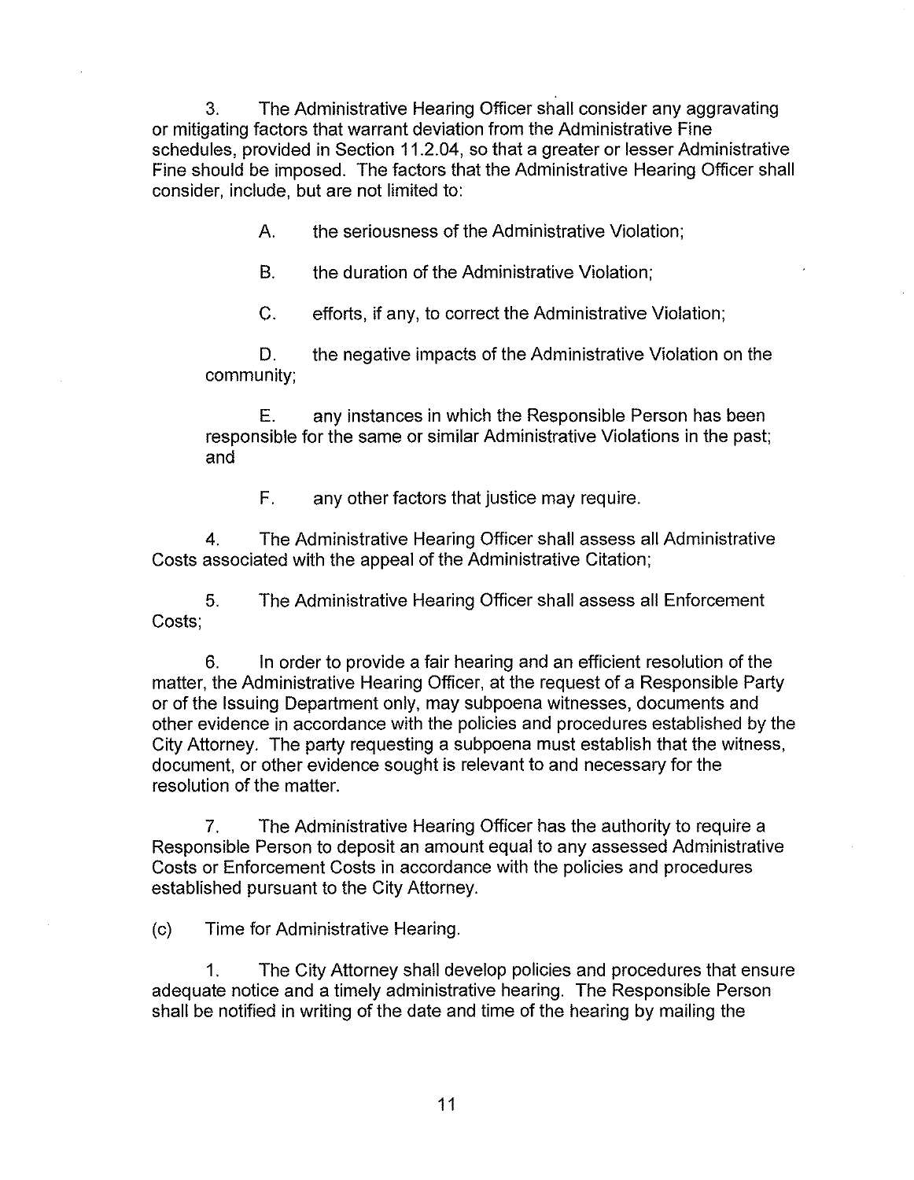3. The Administrative Hearing Officer shall consider any aggravating or mitigating factors that warrant deviation from the Administrative Fine schedules, provided in Section 11.2.04, so that a greater or lesser Administrative Fine should be imposed. The factors that the Administrative Hearing Officer shall consider, include, but are not limited to:

A. the seriousness of the Administrative Violation;

B. the duration of the Administrative Violation;

C. efforts, if any, to correct the Administrative Violation;

D. the negative impacts of the Administrative Violation on the community;

E. any instances in which the Responsible Person has been responsible for the same or similar Administrative Violations in the past; and

F. any other factors that justice may require.

4. The Administrative Hearing Officer shall assess all Administrative Costs associated with the appeal of the Administrative Citation;

5. The Administrative Hearing Officer shall assess all Enforcement Costs;

6. In order to provide a fair hearing and an efficient resolution of the matter, the Administrative Hearing Officer, at the request of a Responsible Party or of the Issuing Department only, may subpoena witnesses, documents and other evidence in accordance with the policies and procedures established by the City Attorney. The party requesting a subpoena must establish that the witness, document, or other evidence sought is relevant to and necessary for the resolution of the matter.

7. The Administrative Hearing Officer has the authority to require a Responsible Person to deposit an amount equal to any assessed Administrative Costs or Enforcement Costs in accordance with the policies and procedures established pursuant to the City Attorney.

(c) Time for Administrative Hearing.

1. The City Attorney shall develop policies and procedures that ensure adequate notice and a timely administrative hearing. The Responsible Person shall be notified in writing of the date and time of the hearing by mailing the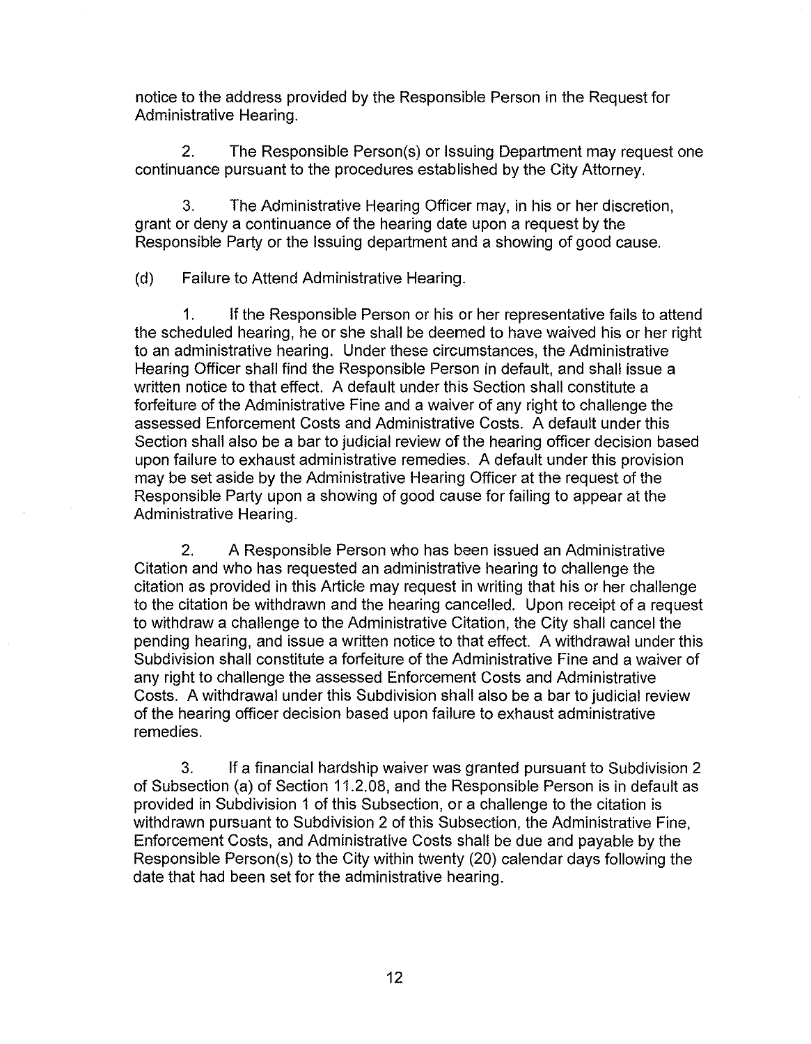notice to the address provided by the Responsible Person in the Request for Administrative Hearing.

2. The Responsible Person(s) or Issuing Department may request one continuance pursuant to the procedures established by the City Attorney.

3. The Administrative Hearing Officer may, in his or her discretion, grant or deny a continuance of the hearing date upon a request by the Responsible Party or the Issuing department and a showing of good cause.

(d) Failure to Attend Administrative Hearing.

1. If the Responsible Person or his or her representative fails to attend the scheduled hearing, he or she shall be deemed to have waived his or her right to an administrative hearing. Under these circumstances, the Administrative Hearing Officer shall find the Responsible Person in default, and shall issue a written notice to that effect. A default under this Section shall constitute a forfeiture of the Administrative Fine and a waiver of any right to challenge the assessed Enforcement Costs and Administrative Costs. A default under this Section shall also be a bar to judicial review of the hearing officer decision based upon failure to exhaust administrative remedies. A default under this provision may be set aside by the Administrative Hearing Officer at the request of the Responsible Party upon a showing of good cause for failing to appear at the Administrative Hearing.

2. A Responsible Person who has been issued an Administrative Citation and who has requested an administrative hearing to challenge the citation as provided in this Article may request in writing that his or her challenge to the citation be withdrawn and the hearing cancelled. Upon receipt of a request to withdraw a challenge to the Administrative Citation, the City shall cancel the pending hearing, and issue a written notice to that effect. A withdrawal under this Subdivision shall constitute a forfeiture of the Administrative Fine and a waiver of any right to challenge the assessed Enforcement Costs and Administrative Costs. A withdrawal under this Subdivision shall also be a bar to judicial review of the hearing officer decision based upon failure to exhaust administrative remedies.

3. If a financial hardship waiver was granted pursuant to Subdivision 2 of Subsection (a) of Section 11.2.08, and the Responsible Person is in default as provided in Subdivision 1 of this Subsection, or a challenge to the citation is withdrawn pursuant to Subdivision 2 of this Subsection, the Administrative Fine, Enforcement Costs, and Administrative Costs shall be due and payable by the Responsible Person(s) to the City within twenty (20) calendar days following the date that had been set for the administrative hearing.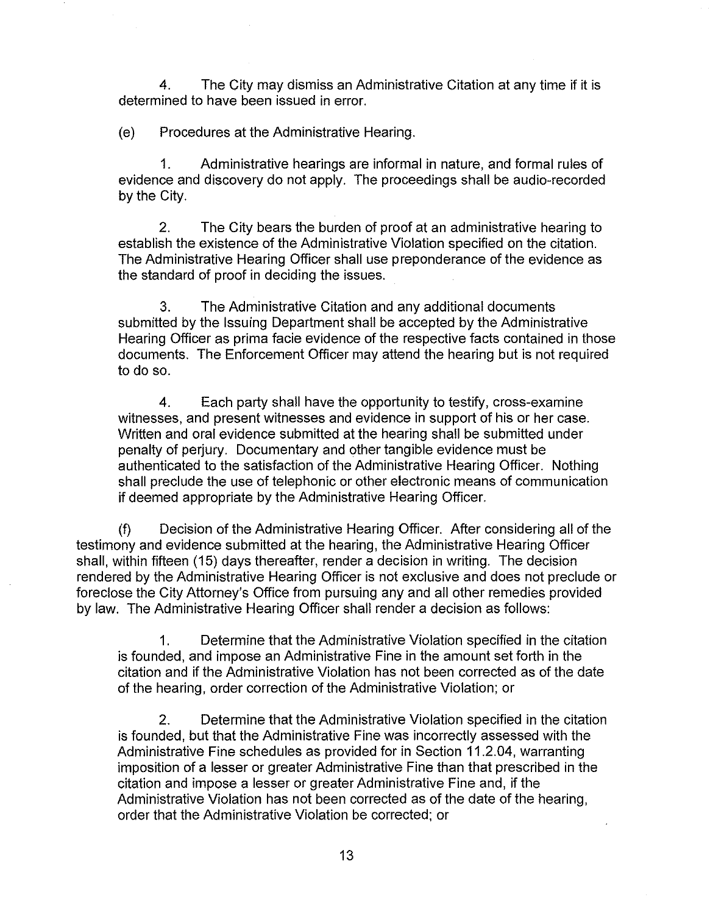4. The City may dismiss an Administrative Citation at any time if it is determined to have been issued in error.

(e) Procedures at the Administrative Hearing.

1. Administrative hearings are informal in nature, and formal rules of evidence and discovery do not apply. The proceedings shall be audio-recorded by the City.

2. The City bears the burden of proof at an administrative hearing to establish the existence of the Administrative Violation specified on the citation. The Administrative Hearing Officer shall use preponderance of the evidence as the standard of proof in deciding the issues.

3. The Administrative Citation and any additional documents submitted by the Issuing Department shall be accepted by the Administrative Hearing Officer as prima facie evidence of the respective facts contained in those documents. The Enforcement Officer may attend the hearing but is not required to do so.

4. Each party shall have the opportunity to testify, cross-examine witnesses, and present witnesses and evidence in support of his or her case. Written and oral evidence submitted at the hearing shall be submitted under penalty of perjury. Documentary and other tangible evidence must be authenticated to the satisfaction of the Administrative Hearing Officer. Nothing shall preclude the use of telephonic or other electronic means of communication if deemed appropriate by the Administrative Hearing Officer.

(f) Decision of the Administrative Hearing Officer. After considering all of the testimony and evidence submitted at the hearing, the Administrative Hearing Officer shall, within fifteen (15) days thereafter, render a decision in writing. The decision rendered by the Administrative Hearing Officer is not exclusive and does not preclude or foreclose the City Attorney's Office from pursuing any and all other remedies provided by law. The Administrative Hearing Officer shall render a decision as follows:

1. Determine that the Administrative Violation specified in the citation is founded, and impose an Administrative Fine in the amount set forth in the citation and if the Administrative Violation has not been corrected as of the date of the hearing, order correction of the Administrative Violation; or

2. Determine that the Administrative Violation specified in the citation is founded, but that the Administrative Fine was incorrectly assessed with the Administrative Fine schedules as provided for in Section 11.2.04, warranting imposition of a lesser or greater Administrative Fine than that prescribed in the citation and impose a lesser or greater Administrative Fine and, if the Administrative Violation has not been corrected as of the date of the hearing, order that the Administrative Violation be corrected; or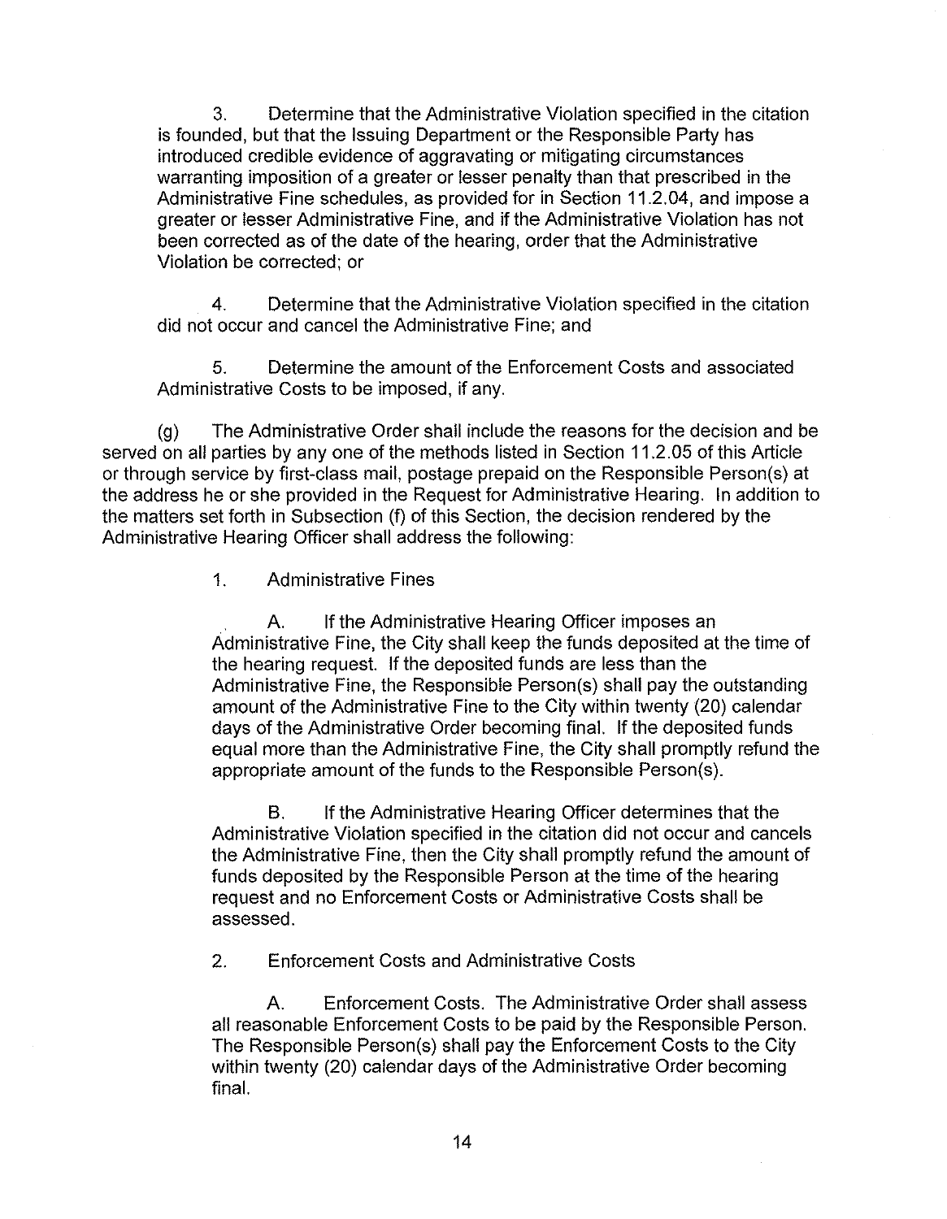3. Determine that the Administrative Violation specified in the citation is founded, but that the Issuing Department or the Responsible Party has introduced credible evidence of aggravating or mitigating circumstances warranting imposition of a greater or lesser penalty than that prescribed in the Administrative Fine schedules, as provided for in Section 11.2.04, and impose a greater or lesser Administrative Fine, and if the Administrative Violation has not been corrected as of the date of the hearing, order that the Administrative Violation be corrected; or

4. Determine that the Administrative Violation specified in the citation did not occur and cancel the Administrative Fine; and

5. Determine the amount of the Enforcement Costs and associated Administrative Costs to be imposed, if any.

(g) The Administrative Order shall include the reasons for the decision and be served on all parties by any one of the methods listed in Section 11.2.05 of this Article or through service by first-class mail, postage prepaid on the Responsible Person(s) at the address he or she provided in the Request for Administrative Hearing. In addition to the matters set forth in Subsection (f) of this Section, the decision rendered by the Administrative Hearing Officer shall address the following:

1. Administrative Fines

A. If the Administrative Hearing Officer imposes an Administrative Fine, the City shall keep the funds deposited at the time of the hearing request. If the deposited funds are less than the Administrative Fine, the Responsible Person(s) shall pay the outstanding amount of the Administrative Fine to the City within twenty (20) calendar days of the Administrative Order becoming final. If the deposited funds equal more than the Administrative Fine, the City shall promptly refund the appropriate amount of the funds to the Responsible Person(s).

B. If the Administrative Hearing Officer determines that the Administrative Violation specified in the citation did not occur and cancels the Administrative Fine, then the City shall promptly refund the amount of funds deposited by the Responsible Person at the time of the hearing request and no Enforcement Costs or Administrative Costs shall be assessed.

2. Enforcement Costs and Administrative Costs

A. Enforcement Costs. The Administrative Order shall assess all reasonable Enforcement Costs to be paid by the Responsible Person. The Responsible Person(s) shall pay the Enforcement Costs to the City within twenty (20) calendar days of the Administrative Order becoming final.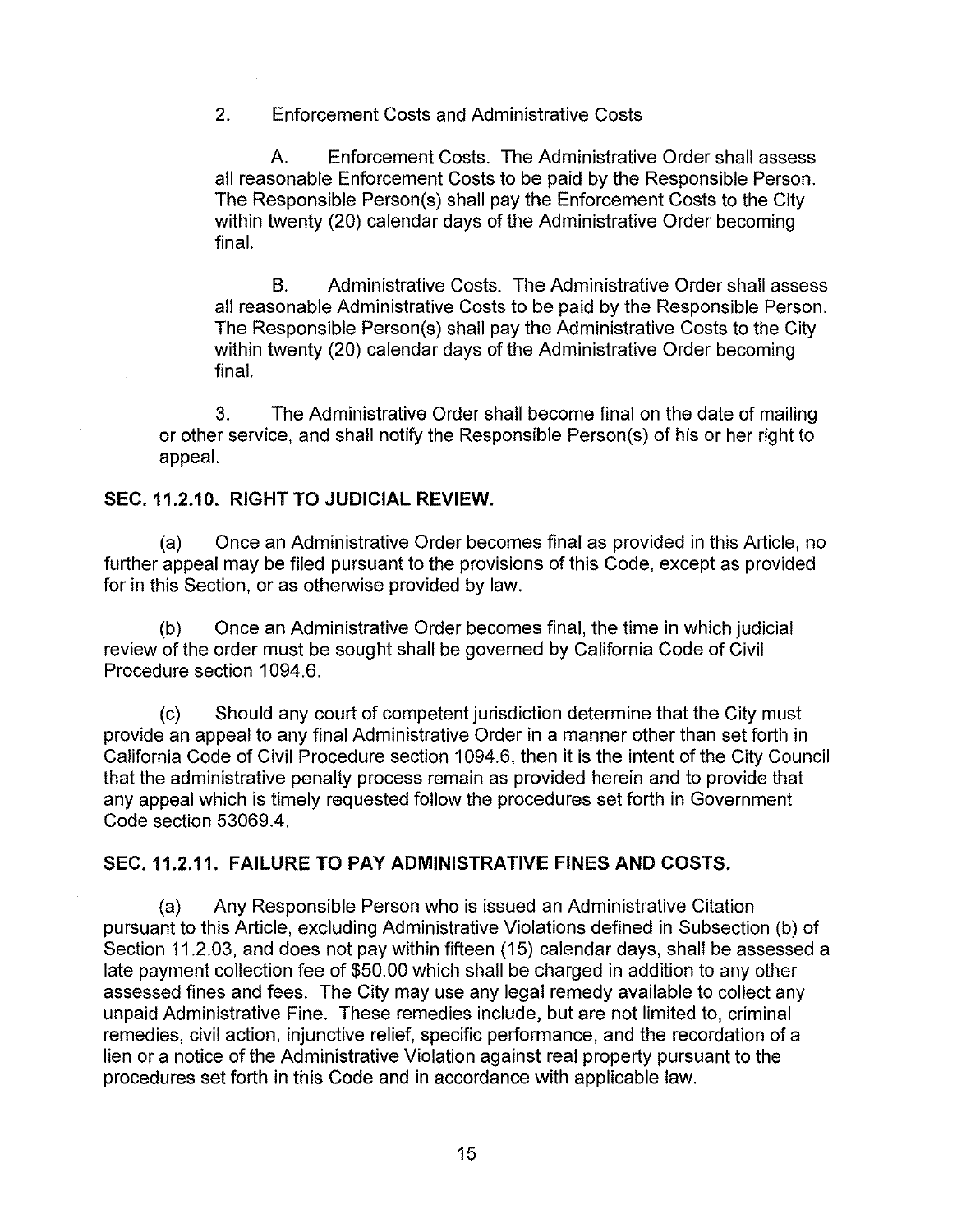2. Enforcement Costs and Administrative Costs

A. Enforcement Costs. The Administrative Order shall assess all reasonable Enforcement Costs to be paid by the Responsible Person. The Responsible Person(s) shall pay the Enforcement Costs to the City within twenty (20) calendar days of the Administrative Order becoming final.

B. Administrative Costs. The Administrative Order shall assess all reasonable Administrative Costs to be paid by the Responsible Person. The Responsible Person(s) shall pay the Administrative Costs to the City within twenty (20) calendar days of the Administrative Order becoming final.

3. The Administrative Order shall become final on the date of mailing or other service, and shall notify the Responsible Person(s) of his or her right to appeal.

**SEC. 11.2.10. RIGHT TO JUDICIAL REVIEW.**

(a) Once an Administrative Order becomes final as provided in this Article, no further appeal may be filed pursuant to the provisions of this Code, except as provided for in this Section, or as otherwise provided by law.

(b) Once an Administrative Order becomes final, the time in which judicial review of the order must be sought shall be governed by California Code of Civil Procedure section 1094.6.

(c) Should any court of competent jurisdiction determine that the City must provide an appeal to any final Administrative Order in a manner other than set forth in California Code of Civil Procedure section 1094.6, then it is the intent of the City Council that the administrative penalty process remain as provided herein and to provide that any appeal which is timely requested follow the procedures set forth in Government Code section 53069.4.

**SEC. 11.2.11. FAILURE TO PAY ADMINISTRATIVE FINES AND COSTS.**

(a) Any Responsible Person who is issued an Administrative Citation pursuant to this Article, excluding Administrative Violations defined in Subsection (b) of Section 11.2.03, and does not pay within fifteen (15) calendar days, shall be assessed a late payment collection fee of $50.00 which shall be charged in addition to any other assessed fines and fees. The City may use any legal remedy available to collect any unpaid Administrative Fine. These remedies include, but are not limited to, criminal remedies, civil action, injunctive relief, specific performance, and the recordation of a lien or a notice of the Administrative Violation against real property pursuant to the procedures set forth in this Code and in accordance with applicable law.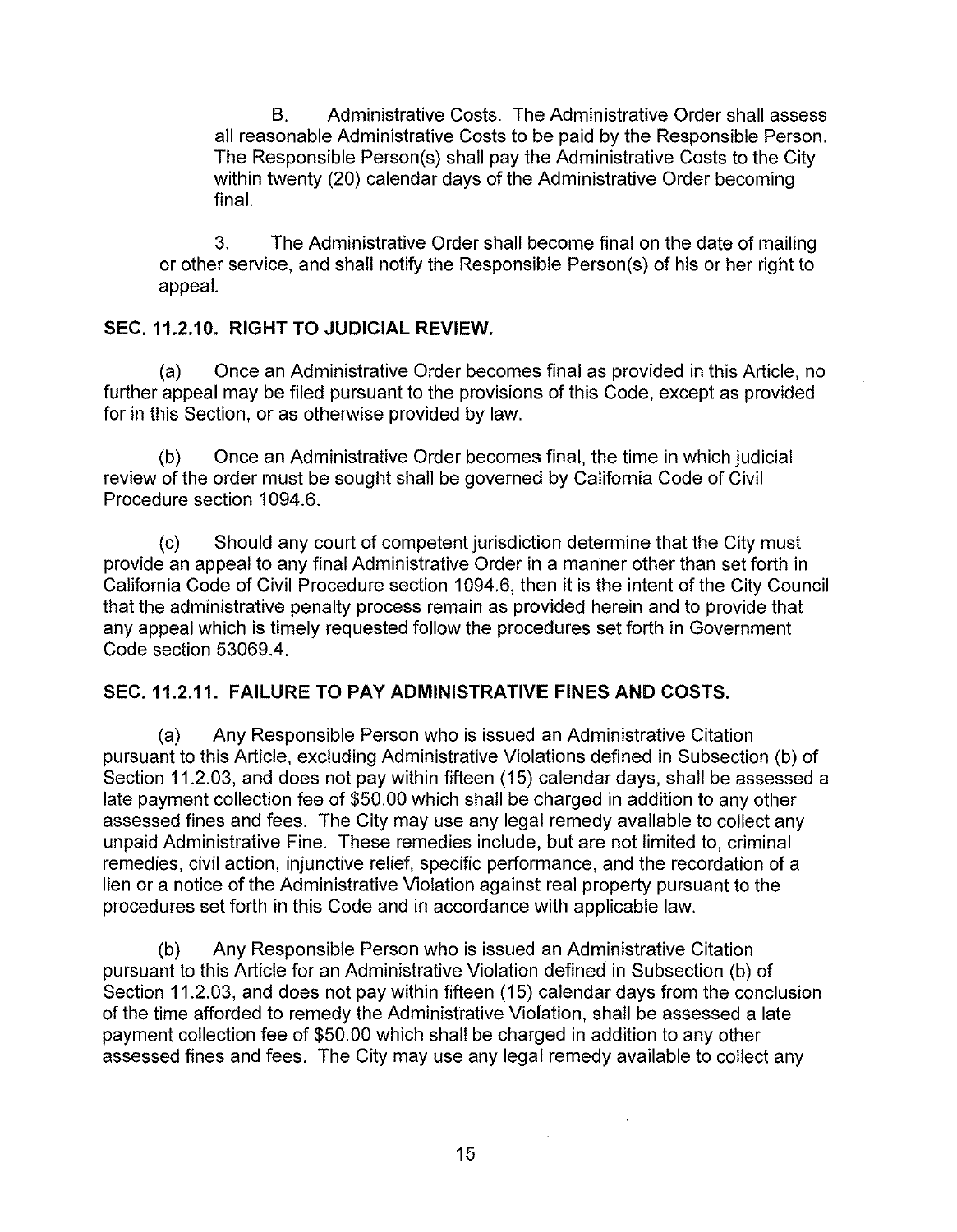B. Administrative Costs. The Administrative Order shall assess all reasonable Administrative Costs to be paid by the Responsible Person. The Responsible Person(s) shall pay the Administrative Costs to the City within twenty (20) calendar days of the Administrative Order becoming final.

3. The Administrative Order shall become final on the date of mailing or other service, and shall notify the Responsible Person(s) of his or her right to appeal.

### SEC. 11.2.10. RIGHT TO JUDICIAL REVIEW.

(a) Once an Administrative Order becomes final as provided in this Article, no further appeal may be filed pursuant to the provisions of this Code, except as provided for in this Section, or as otherwise provided by law.

(b) Once an Administrative Order becomes final, the time in which judicial review of the order must be sought shall be governed by California Code of Civil Procedure section 1094.6.

(c) Should any court of competent jurisdiction determine that the City must provide an appeal to any final Administrative Order in a manner other than set forth in California Code of Civil Procedure section 1094.6, then it is the intent of the City Council that the administrative penalty process remain as provided herein and to provide that any appeal which is timely requested follow the procedures set forth in Government Code section 53069.4.

### SEC. 11.2.11. FAILURE TO PAY ADMINISTRATIVE FINES AND COSTS.

(a) Any Responsible Person who is issued an Administrative Citation pursuant to this Article, excluding Administrative Violations defined in Subsection (b) of Section 11.2.03, and does not pay within fifteen (15) calendar days, shall be assessed a late payment collection fee of $50.00 which shall be charged in addition to any other assessed fines and fees. The City may use any legal remedy available to collect any unpaid Administrative Fine. These remedies include, but are not limited to, criminal remedies, civil action, injunctive relief, specific performance, and the recordation of a lien or a notice of the Administrative Violation against real property pursuant to the procedures set forth in this Code and in accordance with applicable law.

(b) Any Responsible Person who is issued an Administrative Citation pursuant to this Article for an Administrative Violation defined in Subsection (b) of Section 11.2.03, and does not pay within fifteen (15) calendar days from the conclusion of the time afforded to remedy the Administrative Violation, shall be assessed a late payment collection fee of $50.00 which shall be charged in addition to any other assessed fines and fees. The City may use any legal remedy available to collect any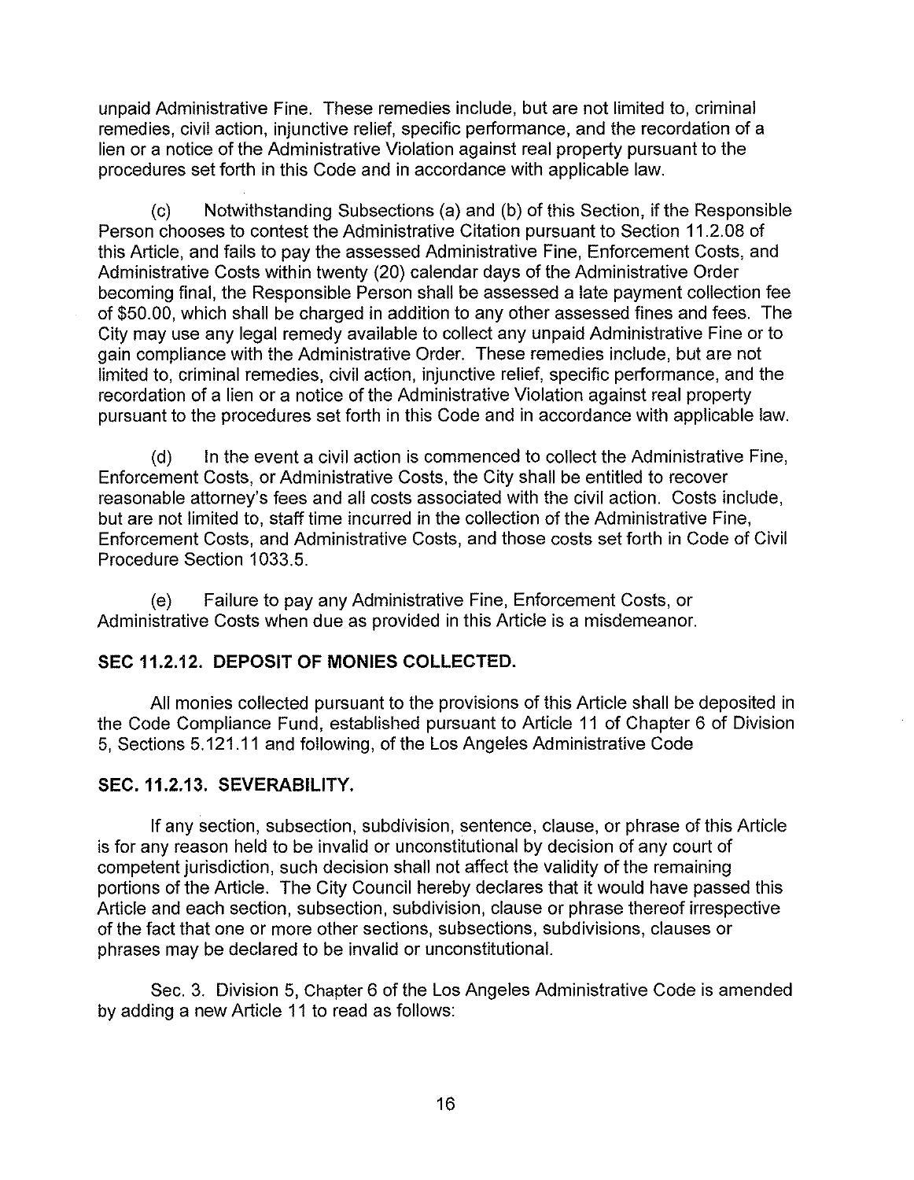unpaid Administrative Fine. These remedies include, but are not limited to, criminal remedies, civil action, injunctive relief, specific performance, and the recordation of a lien or a notice of the Administrative Violation against real property pursuant to the procedures set forth in this Code and in accordance with applicable law.

(c) Notwithstanding Subsections (a) and (b) of this Section, if the Responsible Person chooses to contest the Administrative Citation pursuant to Section 11.2.08 of this Article, and fails to pay the assessed Administrative Fine, Enforcement Costs, and Administrative Costs within twenty (20) calendar days of the Administrative Order becoming final, the Responsible Person shall be assessed a late payment collection fee of $50.00, which shall be charged in addition to any other assessed fines and fees. The City may use any legal remedy available to collect any unpaid Administrative Fine or to gain compliance with the Administrative Order. These remedies include, but are not limited to, criminal remedies, civil action, injunctive relief, specific performance, and the recordation of a lien or a notice of the Administrative Violation against real property pursuant to the procedures set forth in this Code and in accordance with applicable law.

(d) In the event a civil action is commenced to collect the Administrative Fine, Enforcement Costs, or Administrative Costs, the City shall be entitled to recover reasonable attorney's fees and all costs associated with the civil action. Costs include, but are not limited to, staff time incurred in the collection of the Administrative Fine, Enforcement Costs, and Administrative Costs, and those costs set forth in Code of Civil Procedure Section 1033.5.

(e) Failure to pay any Administrative Fine, Enforcement Costs, or Administrative Costs when due as provided in this Article is a misdemeanor.

**SEC 11.2.12. DEPOSIT OF MONIES COLLECTED.**

All monies collected pursuant to the provisions of this Article shall be deposited in the Code Compliance Fund, established pursuant to Article 11 of Chapter 6 of Division 5, Sections 5.121.11 and following, of the Los Angeles Administrative Code

**SEC. 11.2.13. SEVERABILITY.**

If any section, subsection, subdivision, sentence, clause, or phrase of this Article is for any reason held to be invalid or unconstitutional by decision of any court of competent jurisdiction, such decision shall not affect the validity of the remaining portions of the Article. The City Council hereby declares that it would have passed this Article and each section, subsection, subdivision, clause or phrase thereof irrespective of the fact that one or more other sections, subsections, subdivisions, clauses or phrases may be declared to be invalid or unconstitutional.

Sec. 3. Division 5, Chapter 6 of the Los Angeles Administrative Code is amended by adding a new Article 11 to read as follows: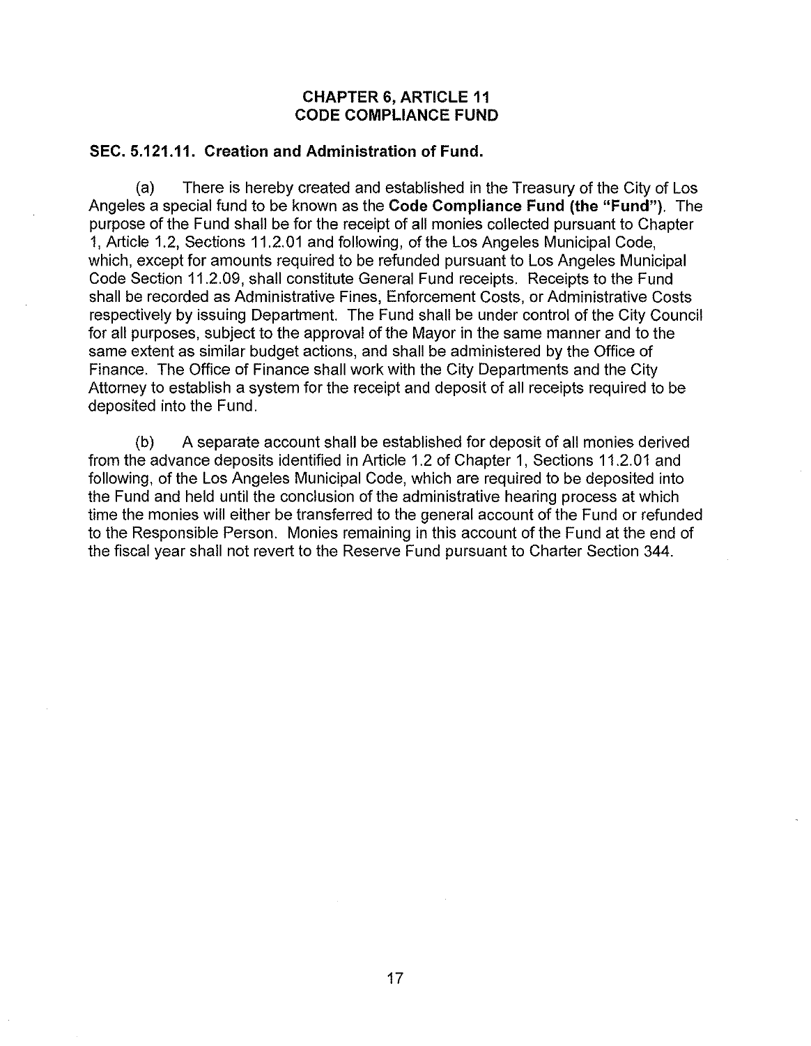## CHAPTER 6, ARTICLE 11
## CODE COMPLIANCE FUND

### SEC. 5.121.11. Creation and Administration of Fund.

(a) There is hereby created and established in the Treasury of the City of Los Angeles a special fund to be known as the **Code Compliance Fund (the "Fund")**. The purpose of the Fund shall be for the receipt of all monies collected pursuant to Chapter 1, Article 1.2, Sections 11.2.01 and following, of the Los Angeles Municipal Code, which, except for amounts required to be refunded pursuant to Los Angeles Municipal Code Section 11.2.09, shall constitute General Fund receipts. Receipts to the Fund shall be recorded as Administrative Fines, Enforcement Costs, or Administrative Costs respectively by issuing Department. The Fund shall be under control of the City Council for all purposes, subject to the approval of the Mayor in the same manner and to the same extent as similar budget actions, and shall be administered by the Office of Finance. The Office of Finance shall work with the City Departments and the City Attorney to establish a system for the receipt and deposit of all receipts required to be deposited into the Fund.

(b) A separate account shall be established for deposit of all monies derived from the advance deposits identified in Article 1.2 of Chapter 1, Sections 11.2.01 and following, of the Los Angeles Municipal Code, which are required to be deposited into the Fund and held until the conclusion of the administrative hearing process at which time the monies will either be transferred to the general account of the Fund or refunded to the Responsible Person. Monies remaining in this account of the Fund at the end of the fiscal year shall not revert to the Reserve Fund pursuant to Charter Section 344.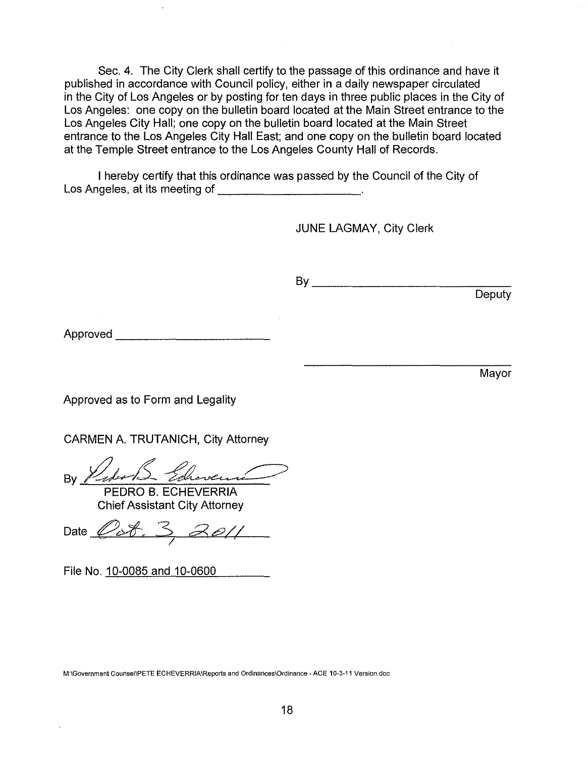Sec. 4. The City Clerk shall certify to the passage of this ordinance and have it published in accordance with Council policy, either in a daily newspaper circulated in the City of Los Angeles or by posting for ten days in three public places in the City of Los Angeles: one copy on the bulletin board located at the Main Street entrance to the Los Angeles City Hall; one copy on the bulletin board located at the Main Street entrance to the Los Angeles City Hall East; and one copy on the bulletin board located at the Temple Street entrance to the Los Angeles County Hall of Records.

I hereby certify that this ordinance was passed by the Council of the City of Los Angeles, at its meeting of ______________________.

JUNE LAGMAY, City Clerk

By ______________________________
Deputy

Approved ________________________

______________________________
Mayor

Approved as to Form and Legality

CARMEN A. TRUTANICH, City Attorney

By Pedro B. Echeverria
PEDRO B. ECHEVERRIA
Chief Assistant City Attorney

Date Oct. 3, 2011

File No. 10-0085 and 10-0600

M:\Government Counsel\PETE ECHEVERRIA\Reports and Ordinances\Ordinance - ACE 10-3-11 Version.doc